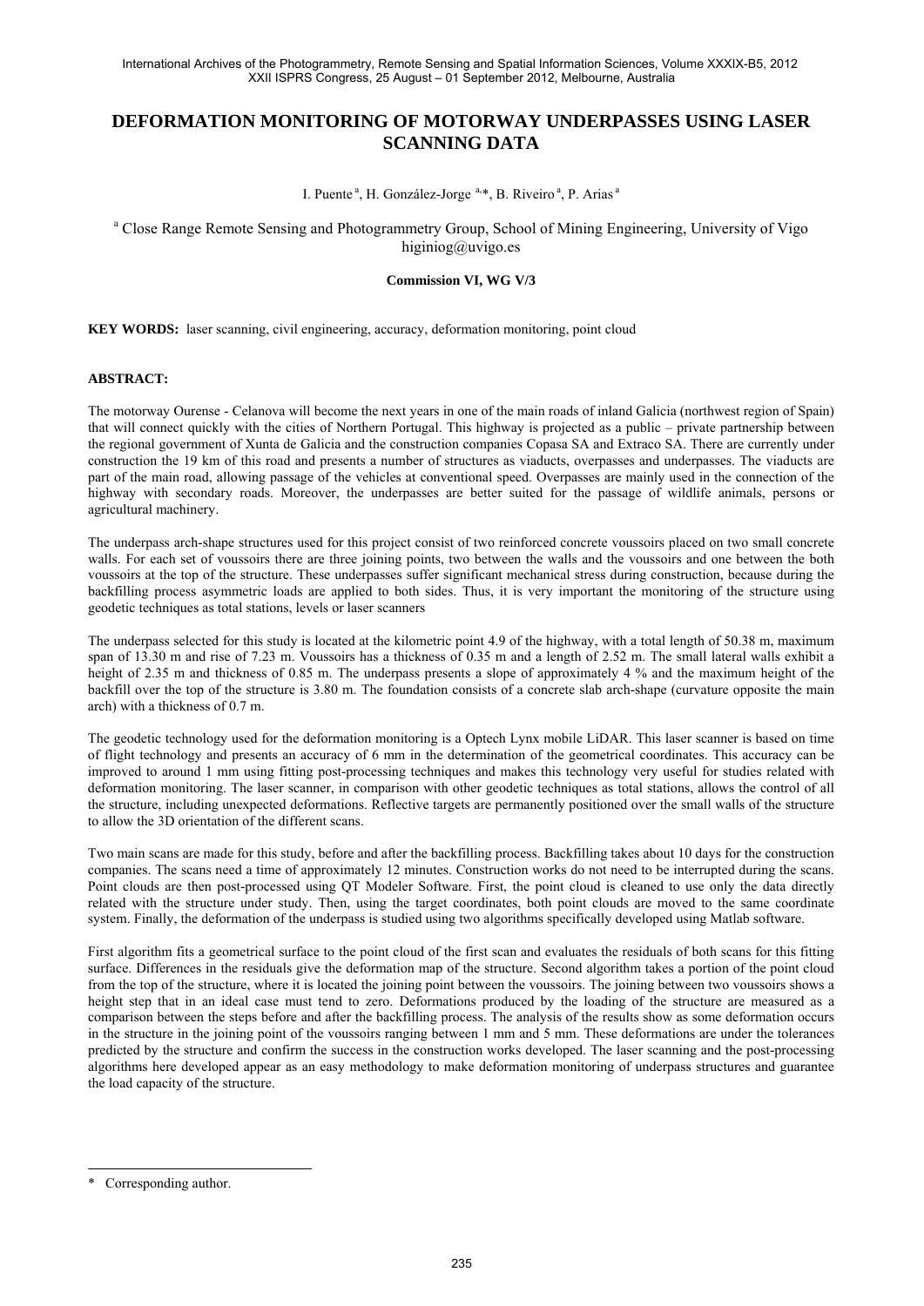# DEFORMATION MONITORING OF MOTORWAY UNDERPASSES USING LASER SCANNING DATA

I. Puente [a], H. González-Jorge [a,*], B. Riveiro [a], P. Arias [a]

[a] Close Range Remote Sensing and Photogrammetry Group, School of Mining Engineering, University of Vigo
higiniog@uvigo.es

**Commission VI, WG V/3**

**KEY WORDS:** laser scanning, civil engineering, accuracy, deformation monitoring, point cloud

**ABSTRACT:**

The motorway Ourense - Celanova will become the next years in one of the main roads of inland Galicia (northwest region of Spain) that will connect quickly with the cities of Northern Portugal. This highway is projected as a public – private partnership between the regional government of Xunta de Galicia and the construction companies Copasa SA and Extraco SA. There are currently under construction the 19 km of this road and presents a number of structures as viaducts, overpasses and underpasses. The viaducts are part of the main road, allowing passage of the vehicles at conventional speed. Overpasses are mainly used in the connection of the highway with secondary roads. Moreover, the underpasses are better suited for the passage of wildlife animals, persons or agricultural machinery.

The underpass arch-shape structures used for this project consist of two reinforced concrete voussoirs placed on two small concrete walls. For each set of voussoirs there are three joining points, two between the walls and the voussoirs and one between the both voussoirs at the top of the structure. These underpasses suffer significant mechanical stress during construction, because during the backfilling process asymmetric loads are applied to both sides. Thus, it is very important the monitoring of the structure using geodetic techniques as total stations, levels or laser scanners

The underpass selected for this study is located at the kilometric point 4.9 of the highway, with a total length of 50.38 m, maximum span of 13.30 m and rise of 7.23 m. Voussoirs has a thickness of 0.35 m and a length of 2.52 m. The small lateral walls exhibit a height of 2.35 m and thickness of 0.85 m. The underpass presents a slope of approximately 4 % and the maximum height of the backfill over the top of the structure is 3.80 m. The foundation consists of a concrete slab arch-shape (curvature opposite the main arch) with a thickness of 0.7 m.

The geodetic technology used for the deformation monitoring is a Optech Lynx mobile LiDAR. This laser scanner is based on time of flight technology and presents an accuracy of 6 mm in the determination of the geometrical coordinates. This accuracy can be improved to around 1 mm using fitting post-processing techniques and makes this technology very useful for studies related with deformation monitoring. The laser scanner, in comparison with other geodetic techniques as total stations, allows the control of all the structure, including unexpected deformations. Reflective targets are permanently positioned over the small walls of the structure to allow the 3D orientation of the different scans.

Two main scans are made for this study, before and after the backfilling process. Backfilling takes about 10 days for the construction companies. The scans need a time of approximately 12 minutes. Construction works do not need to be interrupted during the scans. Point clouds are then post-processed using QT Modeler Software. First, the point cloud is cleaned to use only the data directly related with the structure under study. Then, using the target coordinates, both point clouds are moved to the same coordinate system. Finally, the deformation of the underpass is studied using two algorithms specifically developed using Matlab software.

First algorithm fits a geometrical surface to the point cloud of the first scan and evaluates the residuals of both scans for this fitting surface. Differences in the residuals give the deformation map of the structure. Second algorithm takes a portion of the point cloud from the top of the structure, where it is located the joining point between the voussoirs. The joining between two voussoirs shows a height step that in an ideal case must tend to zero. Deformations produced by the loading of the structure are measured as a comparison between the steps before and after the backfilling process. The analysis of the results show as some deformation occurs in the structure in the joining point of the voussoirs ranging between 1 mm and 5 mm. These deformations are under the tolerances predicted by the structure and confirm the success in the construction works developed. The laser scanning and the post-processing algorithms here developed appear as an easy methodology to make deformation monitoring of underpass structures and guarantee the load capacity of the structure.

\* Corresponding author.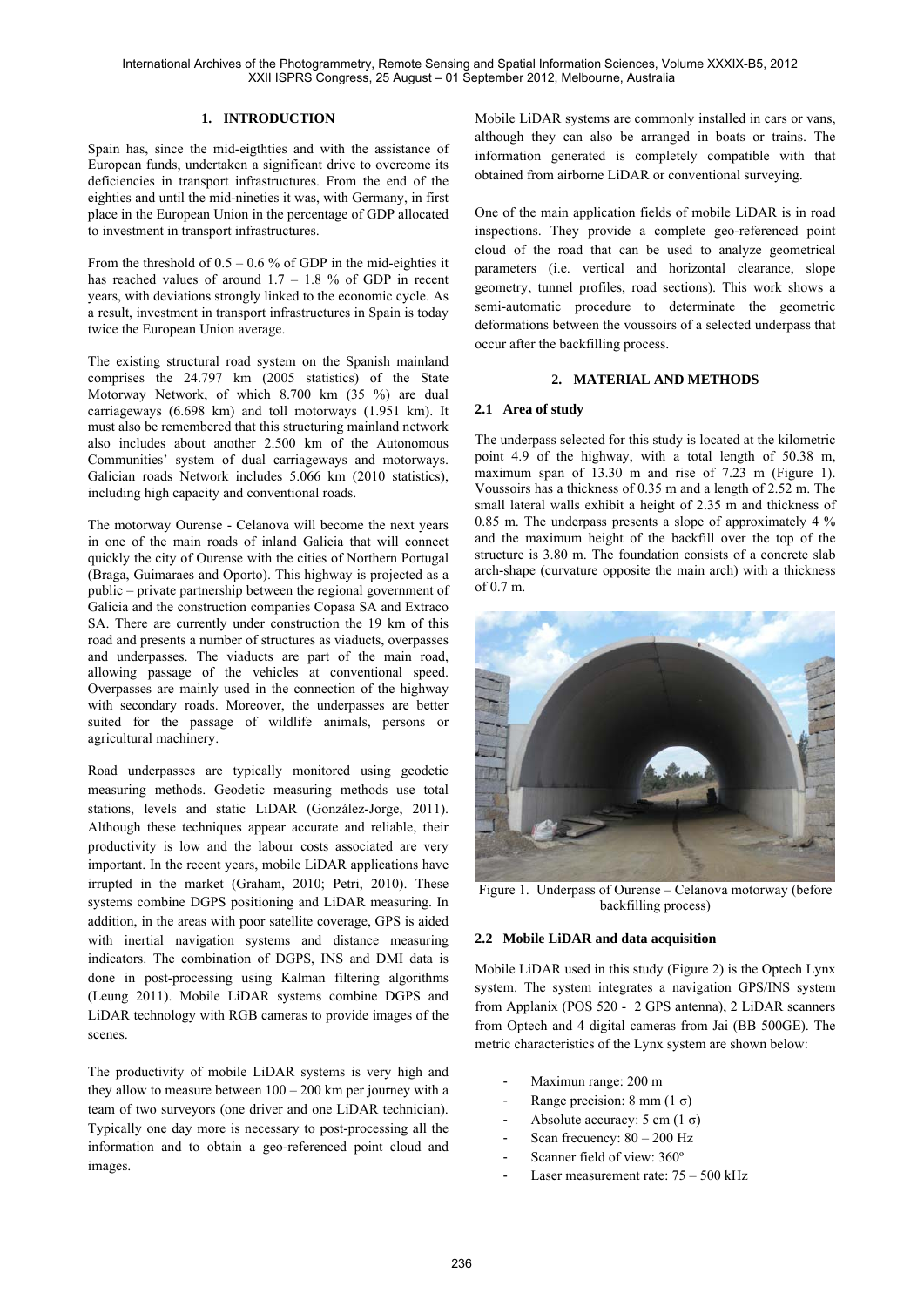## 1. INTRODUCTION

Spain has, since the mid-eigthties and with the assistance of European funds, undertaken a significant drive to overcome its deficiencies in transport infrastructures. From the end of the eighties and until the mid-nineties it was, with Germany, in first place in the European Union in the percentage of GDP allocated to investment in transport infrastructures.

From the threshold of 0.5 – 0.6 % of GDP in the mid-eighties it has reached values of around 1.7 – 1.8 % of GDP in recent years, with deviations strongly linked to the economic cycle. As a result, investment in transport infrastructures in Spain is today twice the European Union average.

The existing structural road system on the Spanish mainland comprises the 24.797 km (2005 statistics) of the State Motorway Network, of which 8.700 km (35 %) are dual carriageways (6.698 km) and toll motorways (1.951 km). It must also be remembered that this structuring mainland network also includes about another 2.500 km of the Autonomous Communities' system of dual carriageways and motorways. Galician roads Network includes 5.066 km (2010 statistics), including high capacity and conventional roads.

The motorway Ourense - Celanova will become the next years in one of the main roads of inland Galicia that will connect quickly the city of Ourense with the cities of Northern Portugal (Braga, Guimaraes and Oporto). This highway is projected as a public – private partnership between the regional government of Galicia and the construction companies Copasa SA and Extraco SA. There are currently under construction the 19 km of this road and presents a number of structures as viaducts, overpasses and underpasses. The viaducts are part of the main road, allowing passage of the vehicles at conventional speed. Overpasses are mainly used in the connection of the highway with secondary roads. Moreover, the underpasses are better suited for the passage of wildlife animals, persons or agricultural machinery.

Road underpasses are typically monitored using geodetic measuring methods. Geodetic measuring methods use total stations, levels and static LiDAR (González-Jorge, 2011). Although these techniques appear accurate and reliable, their productivity is low and the labour costs associated are very important. In the recent years, mobile LiDAR applications have irrupted in the market (Graham, 2010; Petri, 2010). These systems combine DGPS positioning and LiDAR measuring. In addition, in the areas with poor satellite coverage, GPS is aided with inertial navigation systems and distance measuring indicators. The combination of DGPS, INS and DMI data is done in post-processing using Kalman filtering algorithms (Leung 2011). Mobile LiDAR systems combine DGPS and LiDAR technology with RGB cameras to provide images of the scenes.

The productivity of mobile LiDAR systems is very high and they allow to measure between 100 – 200 km per journey with a team of two surveyors (one driver and one LiDAR technician). Typically one day more is necessary to post-processing all the information and to obtain a geo-referenced point cloud and images.

Mobile LiDAR systems are commonly installed in cars or vans, although they can also be arranged in boats or trains. The information generated is completely compatible with that obtained from airborne LiDAR or conventional surveying.

One of the main application fields of mobile LiDAR is in road inspections. They provide a complete geo-referenced point cloud of the road that can be used to analyze geometrical parameters (i.e. vertical and horizontal clearance, slope geometry, tunnel profiles, road sections). This work shows a semi-automatic procedure to determinate the geometric deformations between the voussoirs of a selected underpass that occur after the backfilling process.

## 2. MATERIAL AND METHODS

### 2.1 Area of study

The underpass selected for this study is located at the kilometric point 4.9 of the highway, with a total length of 50.38 m, maximum span of 13.30 m and rise of 7.23 m (Figure 1). Voussoirs has a thickness of 0.35 m and a length of 2.52 m. The small lateral walls exhibit a height of 2.35 m and thickness of 0.85 m. The underpass presents a slope of approximately 4 % and the maximum height of the backfill over the top of the structure is 3.80 m. The foundation consists of a concrete slab arch-shape (curvature opposite the main arch) with a thickness of 0.7 m.

Figure 1. Underpass of Ourense – Celanova motorway (before backfilling process)

### 2.2 Mobile LiDAR and data acquisition

Mobile LiDAR used in this study (Figure 2) is the Optech Lynx system. The system integrates a navigation GPS/INS system from Applanix (POS 520 - 2 GPS antenna), 2 LiDAR scanners from Optech and 4 digital cameras from Jai (BB 500GE). The metric characteristics of the Lynx system are shown below:

- Maximun range: 200 m
- Range precision: 8 mm (1 σ)
- Absolute accuracy: 5 cm (1 σ)
- Scan frecuency: 80 – 200 Hz
- Scanner field of view: 360º
- Laser measurement rate: 75 – 500 kHz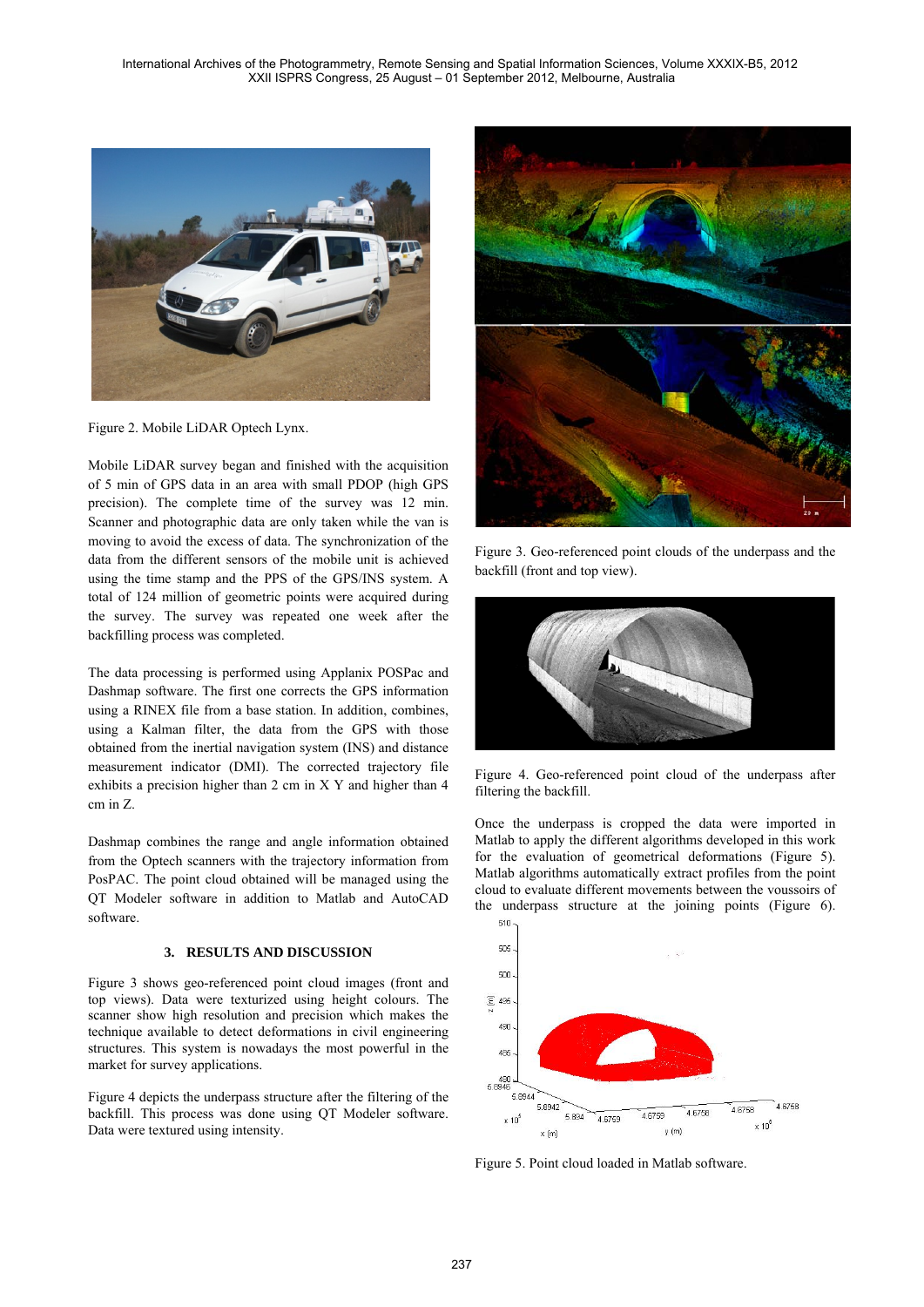Figure 2. Mobile LiDAR Optech Lynx.

Mobile LiDAR survey began and finished with the acquisition of 5 min of GPS data in an area with small PDOP (high GPS precision). The complete time of the survey was 12 min. Scanner and photographic data are only taken while the van is moving to avoid the excess of data. The synchronization of the data from the different sensors of the mobile unit is achieved using the time stamp and the PPS of the GPS/INS system. A total of 124 million of geometric points were acquired during the survey. The survey was repeated one week after the backfilling process was completed.

The data processing is performed using Applanix POSPac and Dashmap software. The first one corrects the GPS information using a RINEX file from a base station. In addition, combines, using a Kalman filter, the data from the GPS with those obtained from the inertial navigation system (INS) and distance measurement indicator (DMI). The corrected trajectory file exhibits a precision higher than 2 cm in X Y and higher than 4 cm in Z.

Dashmap combines the range and angle information obtained from the Optech scanners with the trajectory information from PosPAC. The point cloud obtained will be managed using the QT Modeler software in addition to Matlab and AutoCAD software.

## 3. RESULTS AND DISCUSSION

Figure 3 shows geo-referenced point cloud images (front and top views). Data were texturized using height colours. The scanner show high resolution and precision which makes the technique available to detect deformations in civil engineering structures. This system is nowadays the most powerful in the market for survey applications.

Figure 4 depicts the underpass structure after the filtering of the backfill. This process was done using QT Modeler software. Data were textured using intensity.

Figure 3. Geo-referenced point clouds of the underpass and the backfill (front and top view).

Figure 4. Geo-referenced point cloud of the underpass after filtering the backfill.

Once the underpass is cropped the data were imported in Matlab to apply the different algorithms developed in this work for the evaluation of geometrical deformations (Figure 5). Matlab algorithms automatically extract profiles from the point cloud to evaluate different movements between the voussoirs of the underpass structure at the joining points (Figure 6).

Figure 5. Point cloud loaded in Matlab software.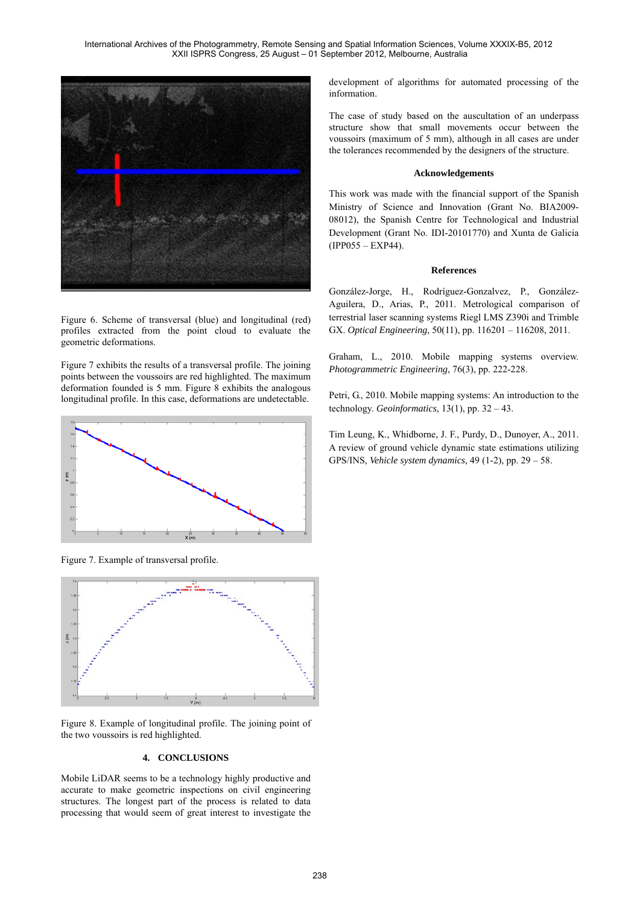Figure 6. Scheme of transversal (blue) and longitudinal (red) profiles extracted from the point cloud to evaluate the geometric deformations.

Figure 7 exhibits the results of a transversal profile. The joining points between the voussoirs are red highlighted. The maximum deformation founded is 5 mm. Figure 8 exhibits the analogous longitudinal profile. In this case, deformations are undetectable.

Figure 7. Example of transversal profile.

Figure 8. Example of longitudinal profile. The joining point of the two voussoirs is red highlighted.

## 4. CONCLUSIONS

Mobile LiDAR seems to be a technology highly productive and accurate to make geometric inspections on civil engineering structures. The longest part of the process is related to data processing that would seem of great interest to investigate the development of algorithms for automated processing of the information.

The case of study based on the auscultation of an underpass structure show that small movements occur between the voussoirs (maximum of 5 mm), although in all cases are under the tolerances recommended by the designers of the structure.

### Acknowledgements

This work was made with the financial support of the Spanish Ministry of Science and Innovation (Grant No. BIA2009-08012), the Spanish Centre for Technological and Industrial Development (Grant No. IDI-20101770) and Xunta de Galicia (IPP055 – EXP44).

### References

González-Jorge, H., Rodríguez-Gonzalvez, P., González-Aguilera, D., Arias, P., 2011. Metrological comparison of terrestrial laser scanning systems Riegl LMS Z390i and Trimble GX. *Optical Engineering*, 50(11), pp. 116201 – 116208, 2011.

Graham, L., 2010. Mobile mapping systems overview. *Photogrammetric Engineering*, 76(3), pp. 222-228.

Petri, G., 2010. Mobile mapping systems: An introduction to the technology. *Geoinformatics*, 13(1), pp. 32 – 43.

Tim Leung, K., Whidborne, J. F., Purdy, D., Dunoyer, A., 2011. A review of ground vehicle dynamic state estimations utilizing GPS/INS, *Vehicle system dynamics*, 49 (1-2), pp. 29 – 58.